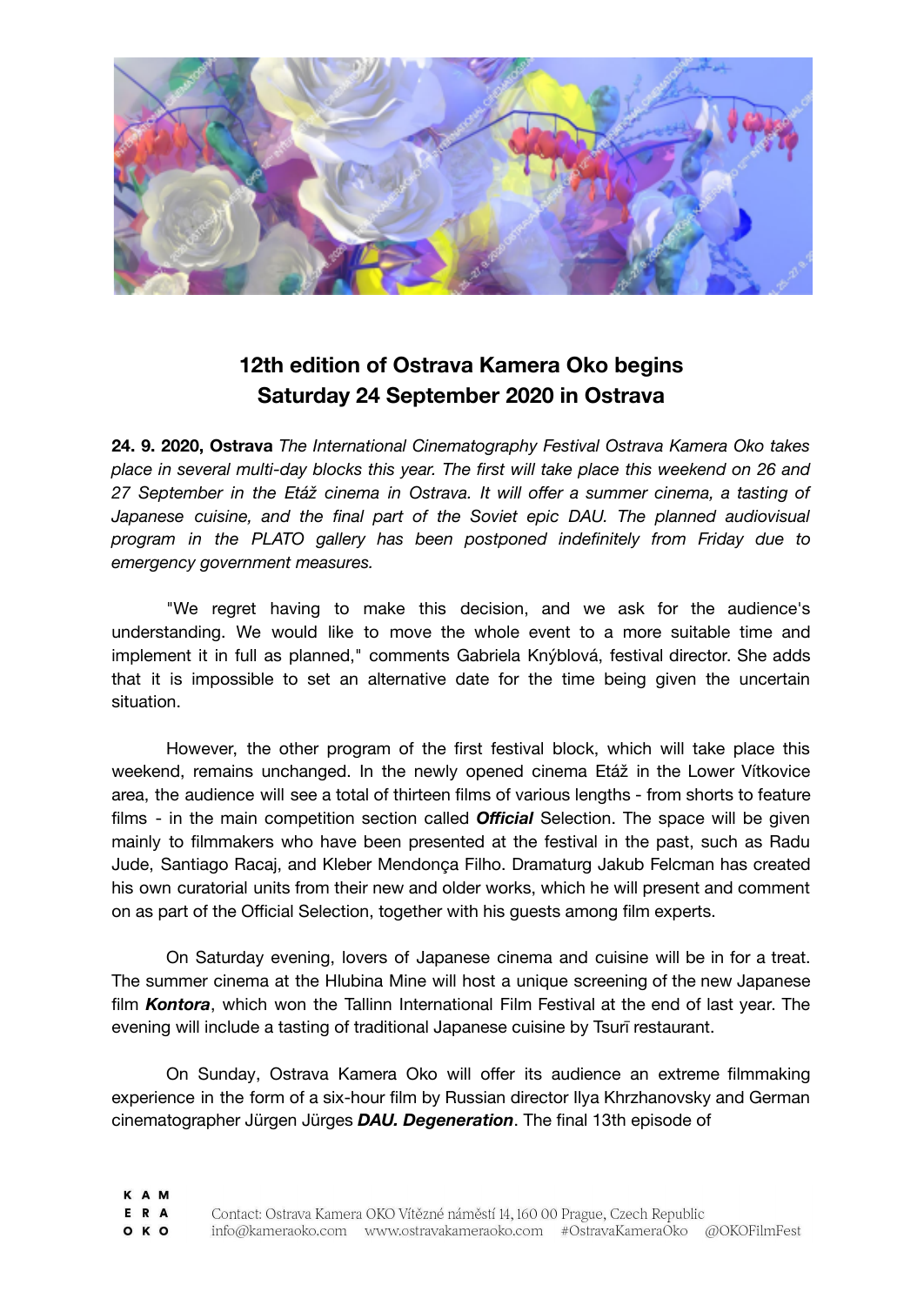## 12th edition of Ostrava Kamera Oko begins Saturday 24 September 2020 in Ostrava

**24. 9. 2020, Ostrava** *The International Cinematography Festival Ostrava Kamera Oko takes place in several multi-day blocks this year. The first will take place this weekend on 26 and 27 September in the Etáž cinema in Ostrava. It will offer a summer cinema, a tasting of Japanese cuisine, and the final part of the Soviet epic DAU. The planned audiovisual program in the PLATO gallery has been postponed indefinitely from Friday due to emergency government measures.*

"We regret having to make this decision, and we ask for the audience's understanding. We would like to move the whole event to a more suitable time and implement it in full as planned," comments Gabriela Knýblová, festival director. She adds that it is impossible to set an alternative date for the time being given the uncertain situation.

However, the other program of the first festival block, which will take place this weekend, remains unchanged. In the newly opened cinema Etáž in the Lower Vítkovice area, the audience will see a total of thirteen films of various lengths - from shorts to feature films - in the main competition section called ***Official*** Selection. The space will be given mainly to filmmakers who have been presented at the festival in the past, such as Radu Jude, Santiago Racaj, and Kleber Mendonça Filho. Dramaturg Jakub Felcman has created his own curatorial units from their new and older works, which he will present and comment on as part of the Official Selection, together with his guests among film experts.

On Saturday evening, lovers of Japanese cinema and cuisine will be in for a treat. The summer cinema at the Hlubina Mine will host a unique screening of the new Japanese film ***Kontora***, which won the Tallinn International Film Festival at the end of last year. The evening will include a tasting of traditional Japanese cuisine by Tsurī restaurant.

On Sunday, Ostrava Kamera Oko will offer its audience an extreme filmmaking experience in the form of a six-hour film by Russian director Ilya Khrzhanovsky and German cinematographer Jürgen Jürges ***DAU. Degeneration***. The final 13th episode of

Contact: Ostrava Kamera OKO Vítězné náměstí 14, 160 00 Prague, Czech Republic
info@kameraoko.com www.ostravakameraoko.com #OstravaKameraOko @OKOFilmFest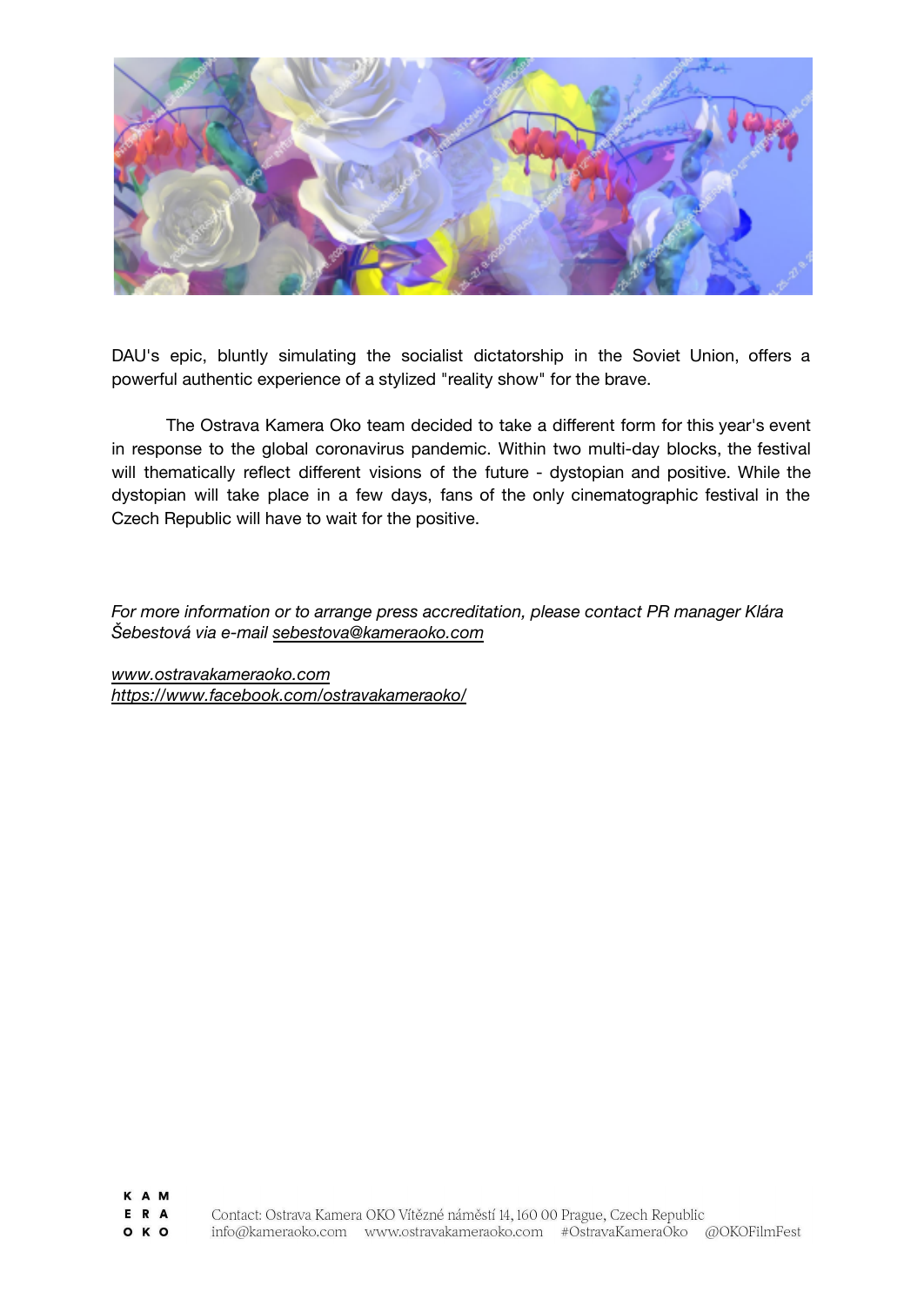DAU's epic, bluntly simulating the socialist dictatorship in the Soviet Union, offers a powerful authentic experience of a stylized "reality show" for the brave.

The Ostrava Kamera Oko team decided to take a different form for this year's event in response to the global coronavirus pandemic. Within two multi-day blocks, the festival will thematically reflect different visions of the future - dystopian and positive. While the dystopian will take place in a few days, fans of the only cinematographic festival in the Czech Republic will have to wait for the positive.

*For more information or to arrange press accreditation, please contact PR manager Klára Šebestová via e-mail sebestova@kameraoko.com*

*www.ostravakameraoko.com*
*https://www.facebook.com/ostravakameraoko/*

Contact: Ostrava Kamera OKO Vítězné náměstí 14, 160 00 Prague, Czech Republic
info@kameraoko.com www.ostravakameraoko.com #OstravaKameraOko @OKOFilmFest